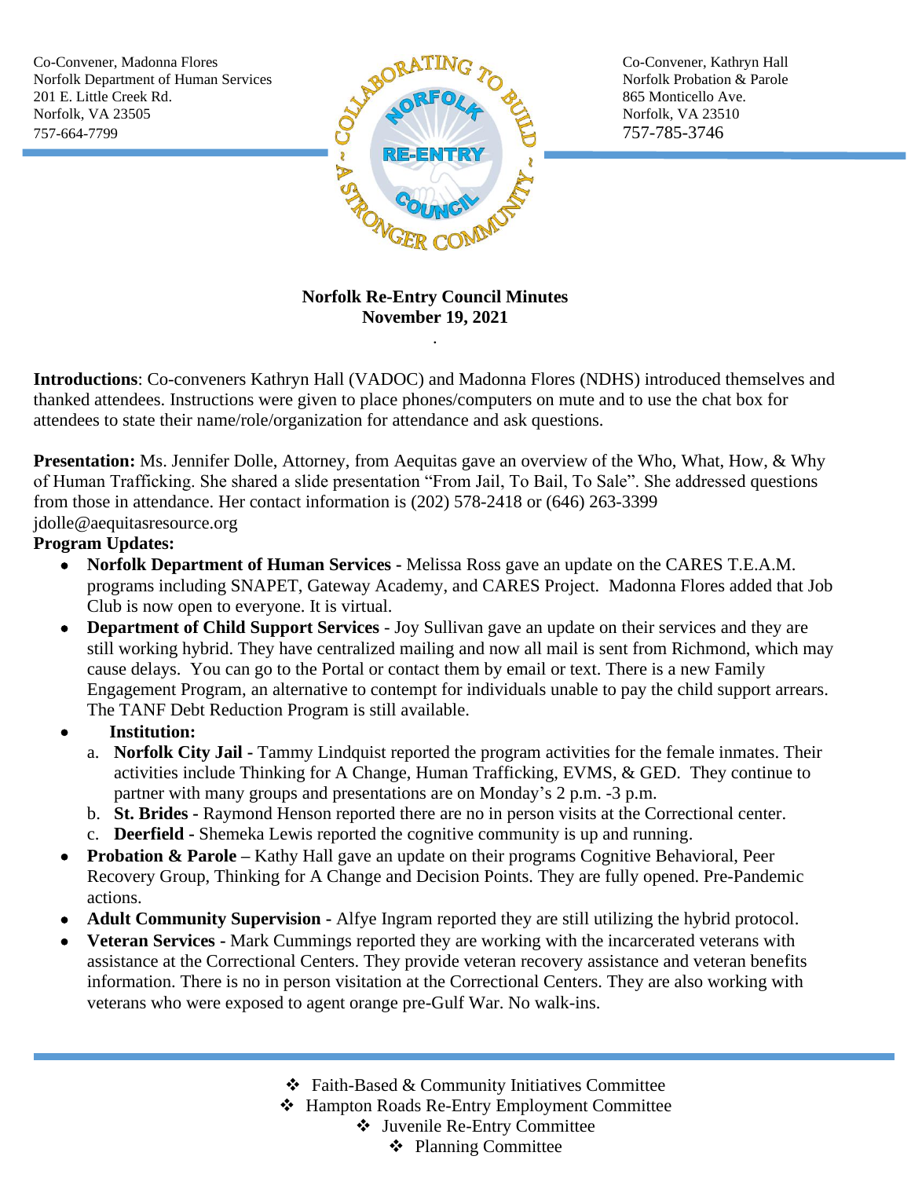Co-Convener, Madonna Flores
Norfolk Department of Human Services
201 E. Little Creek Rd.
Norfolk, VA 23505
757-664-7799

Co-Convener, Kathryn Hall
Norfolk Probation & Parole
865 Monticello Ave.
Norfolk, VA 23510
757-785-3746

COLLABORATING TO BUILD ~ A STRONGER COMMUNITY ~ NORFOLK RE-ENTRY COUNCIL

**Norfolk Re-Entry Council Minutes**
**November 19, 2021**

**Introductions**: Co-conveners Kathryn Hall (VADOC) and Madonna Flores (NDHS) introduced themselves and thanked attendees. Instructions were given to place phones/computers on mute and to use the chat box for attendees to state their name/role/organization for attendance and ask questions.

**Presentation:** Ms. Jennifer Dolle, Attorney, from Aequitas gave an overview of the Who, What, How, & Why of Human Trafficking. She shared a slide presentation "From Jail, To Bail, To Sale". She addressed questions from those in attendance. Her contact information is (202) 578-2418 or (646) 263-3399 jdolle@aequitasresource.org

**Program Updates:**

- **Norfolk Department of Human Services -** Melissa Ross gave an update on the CARES T.E.A.M. programs including SNAPET, Gateway Academy, and CARES Project. Madonna Flores added that Job Club is now open to everyone. It is virtual.
- **Department of Child Support Services** - Joy Sullivan gave an update on their services and they are still working hybrid. They have centralized mailing and now all mail is sent from Richmond, which may cause delays. You can go to the Portal or contact them by email or text. There is a new Family Engagement Program, an alternative to contempt for individuals unable to pay the child support arrears. The TANF Debt Reduction Program is still available.
- **Institution:**
  a. **Norfolk City Jail -** Tammy Lindquist reported the program activities for the female inmates. Their activities include Thinking for A Change, Human Trafficking, EVMS, & GED. They continue to partner with many groups and presentations are on Monday's 2 p.m. -3 p.m.
  b. **St. Brides -** Raymond Henson reported there are no in person visits at the Correctional center.
  c. **Deerfield -** Shemeka Lewis reported the cognitive community is up and running.
- **Probation & Parole** – Kathy Hall gave an update on their programs Cognitive Behavioral, Peer Recovery Group, Thinking for A Change and Decision Points. They are fully opened. Pre-Pandemic actions.
- **Adult Community Supervision -** Alfye Ingram reported they are still utilizing the hybrid protocol.
- **Veteran Services -** Mark Cummings reported they are working with the incarcerated veterans with assistance at the Correctional Centers. They provide veteran recovery assistance and veteran benefits information. There is no in person visitation at the Correctional Centers. They are also working with veterans who were exposed to agent orange pre-Gulf War. No walk-ins.

❖ Faith-Based & Community Initiatives Committee
❖ Hampton Roads Re-Entry Employment Committee
❖ Juvenile Re-Entry Committee
❖ Planning Committee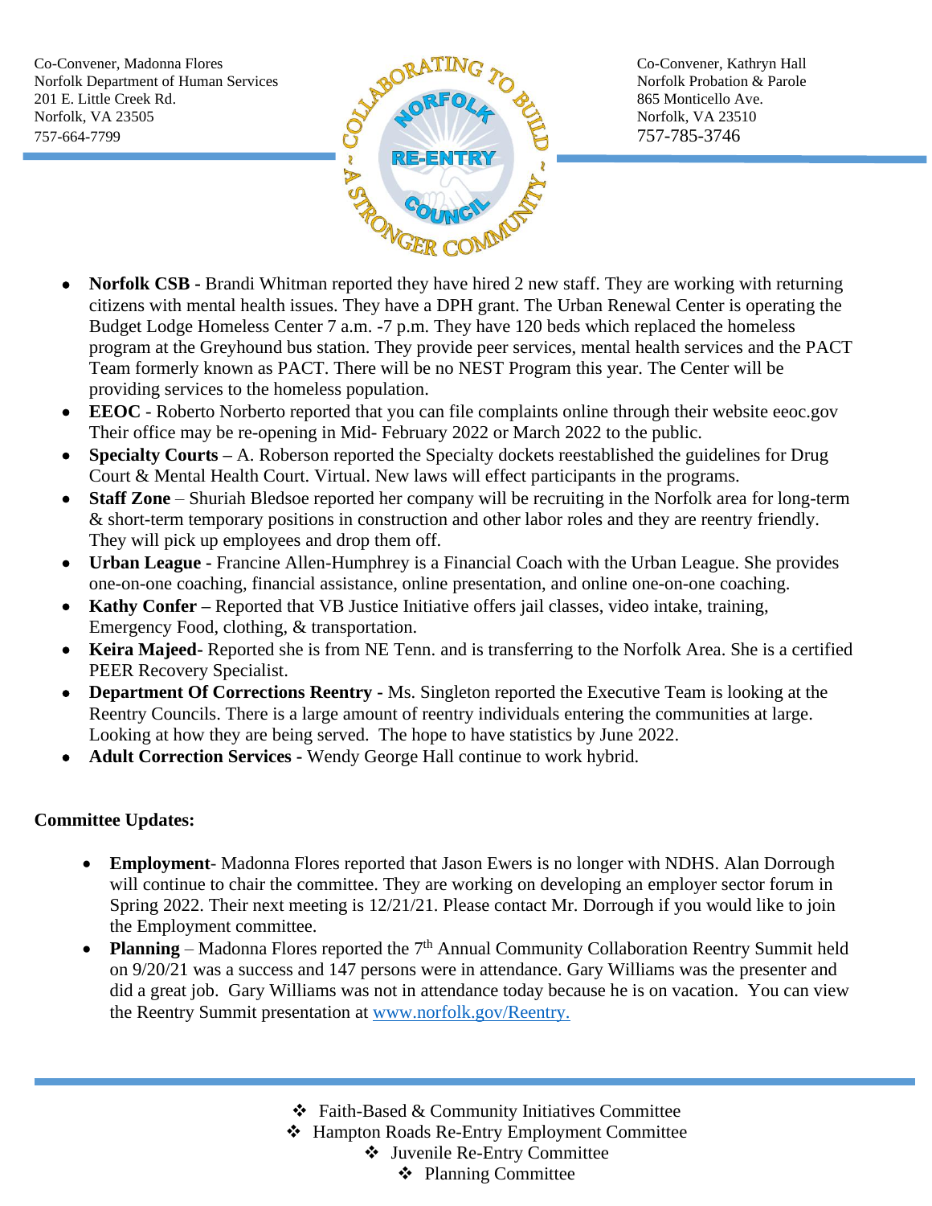Co-Convener, Madonna Flores
Norfolk Department of Human Services
201 E. Little Creek Rd.
Norfolk, VA 23505
757-664-7799

Co-Convener, Kathryn Hall
Norfolk Probation & Parole
865 Monticello Ave.
Norfolk, VA 23510
757-785-3746

- **Norfolk CSB -** Brandi Whitman reported they have hired 2 new staff. They are working with returning citizens with mental health issues. They have a DPH grant. The Urban Renewal Center is operating the Budget Lodge Homeless Center 7 a.m. -7 p.m. They have 120 beds which replaced the homeless program at the Greyhound bus station. They provide peer services, mental health services and the PACT Team formerly known as PACT. There will be no NEST Program this year. The Center will be providing services to the homeless population.
- **EEOC** - Roberto Norberto reported that you can file complaints online through their website eeoc.gov Their office may be re-opening in Mid- February 2022 or March 2022 to the public.
- **Specialty Courts –** A. Roberson reported the Specialty dockets reestablished the guidelines for Drug Court & Mental Health Court. Virtual. New laws will effect participants in the programs.
- **Staff Zone** – Shuriah Bledsoe reported her company will be recruiting in the Norfolk area for long-term & short-term temporary positions in construction and other labor roles and they are reentry friendly. They will pick up employees and drop them off.
- **Urban League -** Francine Allen-Humphrey is a Financial Coach with the Urban League. She provides one-on-one coaching, financial assistance, online presentation, and online one-on-one coaching.
- **Kathy Confer –** Reported that VB Justice Initiative offers jail classes, video intake, training, Emergency Food, clothing, & transportation.
- **Keira Majeed**- Reported she is from NE Tenn. and is transferring to the Norfolk Area. She is a certified PEER Recovery Specialist.
- **Department Of Corrections Reentry -** Ms. Singleton reported the Executive Team is looking at the Reentry Councils. There is a large amount of reentry individuals entering the communities at large. Looking at how they are being served. The hope to have statistics by June 2022.
- **Adult Correction Services -** Wendy George Hall continue to work hybrid.

**Committee Updates:**

- **Employment**- Madonna Flores reported that Jason Ewers is no longer with NDHS. Alan Dorrough will continue to chair the committee. They are working on developing an employer sector forum in Spring 2022. Their next meeting is 12/21/21. Please contact Mr. Dorrough if you would like to join the Employment committee.
- **Planning** – Madonna Flores reported the 7th Annual Community Collaboration Reentry Summit held on 9/20/21 was a success and 147 persons were in attendance. Gary Williams was the presenter and did a great job. Gary Williams was not in attendance today because he is on vacation. You can view the Reentry Summit presentation at www.norfolk.gov/Reentry.

❖ Faith-Based & Community Initiatives Committee
❖ Hampton Roads Re-Entry Employment Committee
❖ Juvenile Re-Entry Committee
❖ Planning Committee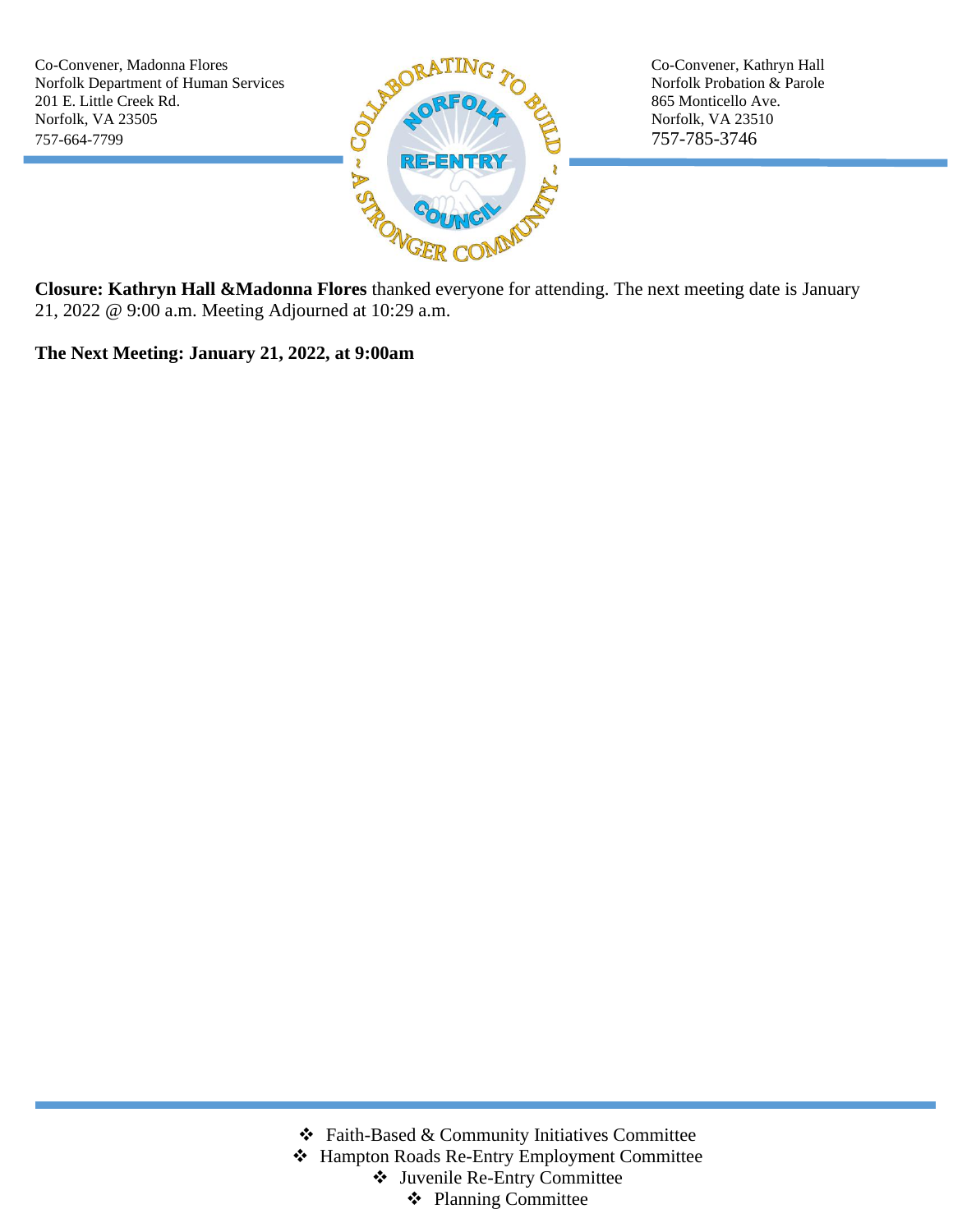Co-Convener, Madonna Flores
Norfolk Department of Human Services
201 E. Little Creek Rd.
Norfolk, VA 23505
757-664-7799

Co-Convener, Kathryn Hall
Norfolk Probation & Parole
865 Monticello Ave.
Norfolk, VA 23510
757-785-3746

**Closure: Kathryn Hall &Madonna Flores** thanked everyone for attending. The next meeting date is January 21, 2022 @ 9:00 a.m. Meeting Adjourned at 10:29 a.m.

**The Next Meeting: January 21, 2022, at 9:00am**

- Faith-Based & Community Initiatives Committee
- Hampton Roads Re-Entry Employment Committee
- Juvenile Re-Entry Committee
- Planning Committee